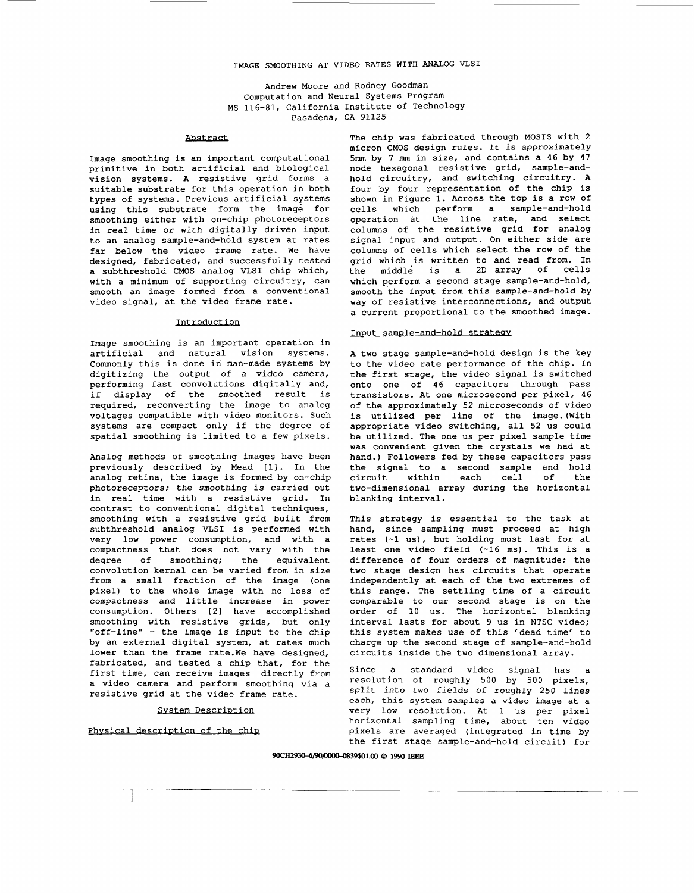# IMAGE SMOOTHING AT VIDEO RATES WITH ANALOG VLSI

Andrew Moore and Rodney Goodman
Computation and Neural Systems Program
MS 116-81, California Institute of Technology
Pasadena, CA 91125

## Abstract

Image smoothing is an important computational primitive in both artificial and biological vision systems. A resistive grid forms a suitable substrate for this operation in both types of systems. Previous artificial systems using this substrate form the image for smoothing either with on-chip photoreceptors in real time or with digitally driven input to an analog sample-and-hold system at rates far below the video frame rate. We have designed, fabricated, and successfully tested a subthreshold CMOS analog VLSI chip which, with a minimum of supporting circuitry, can smooth an image formed from a conventional video signal, at the video frame rate.

## Introduction

Image smoothing is an important operation in artificial and natural vision systems. Commonly this is done in man-made systems by digitizing the output of a video camera, performing fast convolutions digitally and, if display of the smoothed result is required, reconverting the image to analog voltages compatible with video monitors. Such systems are compact only if the degree of spatial smoothing is limited to a few pixels.

Analog methods of smoothing images have been previously described by Mead [1]. In the analog retina, the image is formed by on-chip photoreceptors; the smoothing is carried out in real time with a resistive grid. In contrast to conventional digital techniques, smoothing with a resistive grid built from subthreshold analog VLSI is performed with very low power consumption, and with a compactness that does not vary with the degree of smoothing; the equivalent convolution kernal can be varied from in size from a small fraction of the image (one pixel) to the whole image with no loss of compactness and little increase in power consumption. Others [2] have accomplished smoothing with resistive grids, but only "off-line" - the image is input to the chip by an external digital system, at rates much lower than the frame rate.We have designed, fabricated, and tested a chip that, for the first time, can receive images directly from a video camera and perform smoothing via a resistive grid at the video frame rate.

## System Description

### Physical description of the chip

The chip was fabricated through MOSIS with 2 micron CMOS design rules. It is approximately 5mm by 7 mm in size, and contains a 46 by 47 node hexagonal resistive grid, sample-and-hold circuitry, and switching circuitry. A four by four representation of the chip is shown in Figure 1. Across the top is a row of cells which perform a sample-and-hold operation at the line rate, and select columns of the resistive grid for analog signal input and output. On either side are columns of cells which select the row of the grid which is written to and read from. In the middle is a 2D array of cells which perform a second stage sample-and-hold, smooth the input from this sample-and-hold by way of resistive interconnections, and output a current proportional to the smoothed image.

### Input sample-and-hold strategy

A two stage sample-and-hold design is the key to the video rate performance of the chip. In the first stage, the video signal is switched onto one of 46 capacitors through pass transistors. At one microsecond per pixel, 46 of the approximately 52 microseconds of video is utilized per line of the image.(With appropriate video switching, all 52 us could be utilized. The one us per pixel sample time was convenient given the crystals we had at hand.) Followers fed by these capacitors pass the signal to a second sample and hold circuit within each cell of the two-dimensional array during the horizontal blanking interval.

This strategy is essential to the task at hand, since sampling must proceed at high rates (~1 us), but holding must last for at least one video field (~16 ms). This is a difference of four orders of magnitude; the two stage design has circuits that operate independently at each of the two extremes of this range. The settling time of a circuit comparable to our second stage is on the order of 10 us. The horizontal blanking interval lasts for about 9 us in NTSC video; this system makes use of this 'dead time' to charge up the second stage of sample-and-hold circuits inside the two dimensional array.

Since a standard video signal has a resolution of roughly 500 by 500 pixels, split into two fields of roughly 250 lines each, this system samples a video image at a very low resolution. At 1 us per pixel horizontal sampling time, about ten video pixels are averaged (integrated in time by the first stage sample-and-hold circuit) for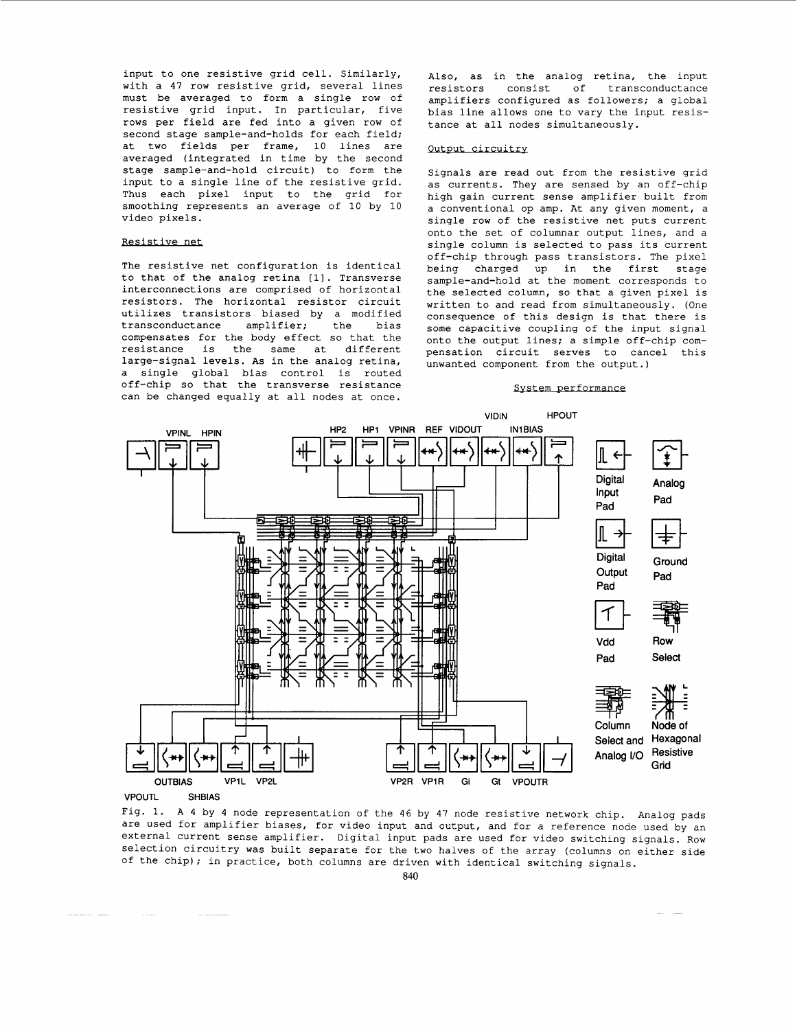input to one resistive grid cell. Similarly, with a 47 row resistive grid, several lines must be averaged to form a single row of resistive grid input. In particular, five rows per field are fed into a given row of second stage sample-and-holds for each field; at two fields per frame, 10 lines are averaged (integrated in time by the second stage sample-and-hold circuit) to form the input to a single line of the resistive grid. Thus each pixel input to the grid for smoothing represents an average of 10 by 10 video pixels.

## Resistive net

The resistive net configuration is identical to that of the analog retina [1]. Transverse interconnections are comprised of horizontal resistors. The horizontal resistor circuit utilizes transistors biased by a modified transconductance amplifier; the bias compensates for the body effect so that the resistance is the same at different large-signal levels. As in the analog retina, a single global bias control is routed off-chip so that the transverse resistance can be changed equally at all nodes at once. Also, as in the analog retina, the input resistors consist of transconductance amplifiers configured as followers; a global bias line allows one to vary the input resistance at all nodes simultaneously.

## Output circuitry

Signals are read out from the resistive grid as currents. They are sensed by an off-chip high gain current sense amplifier built from a conventional op amp. At any given moment, a single row of the resistive net puts current onto the set of columnar output lines, and a single column is selected to pass its current off-chip through pass transistors. The pixel being charged up in the first stage sample-and-hold at the moment corresponds to the selected column, so that a given pixel is written to and read from simultaneously. (One consequence of this design is that there is some capacitive coupling of the input signal onto the output lines; a simple off-chip compensation circuit serves to cancel this unwanted component from the output.)

## System performance

VPINL HPIN
HP2 HP1 VPINR REF VIDOUT
VIDIN HPOUT
IN1BIAS
Digital Input Pad
Analog Pad
Digital Output Pad
Ground Pad
Vdd Pad
Row Select
Column Select and Analog I/O
Node of Hexagonal Resistive Grid
OUTBIAS VP1L VP2L
VP2R VP1R Gi Gt VPOUTR
VPOUTL SHBIAS

Fig. 1. A 4 by 4 node representation of the 46 by 47 node resistive network chip. Analog pads are used for amplifier biases, for video input and output, and for a reference node used by an external current sense amplifier. Digital input pads are used for video switching signals. Row selection circuitry was built separate for the two halves of the array (columns on either side of the chip); in practice, both columns are driven with identical switching signals.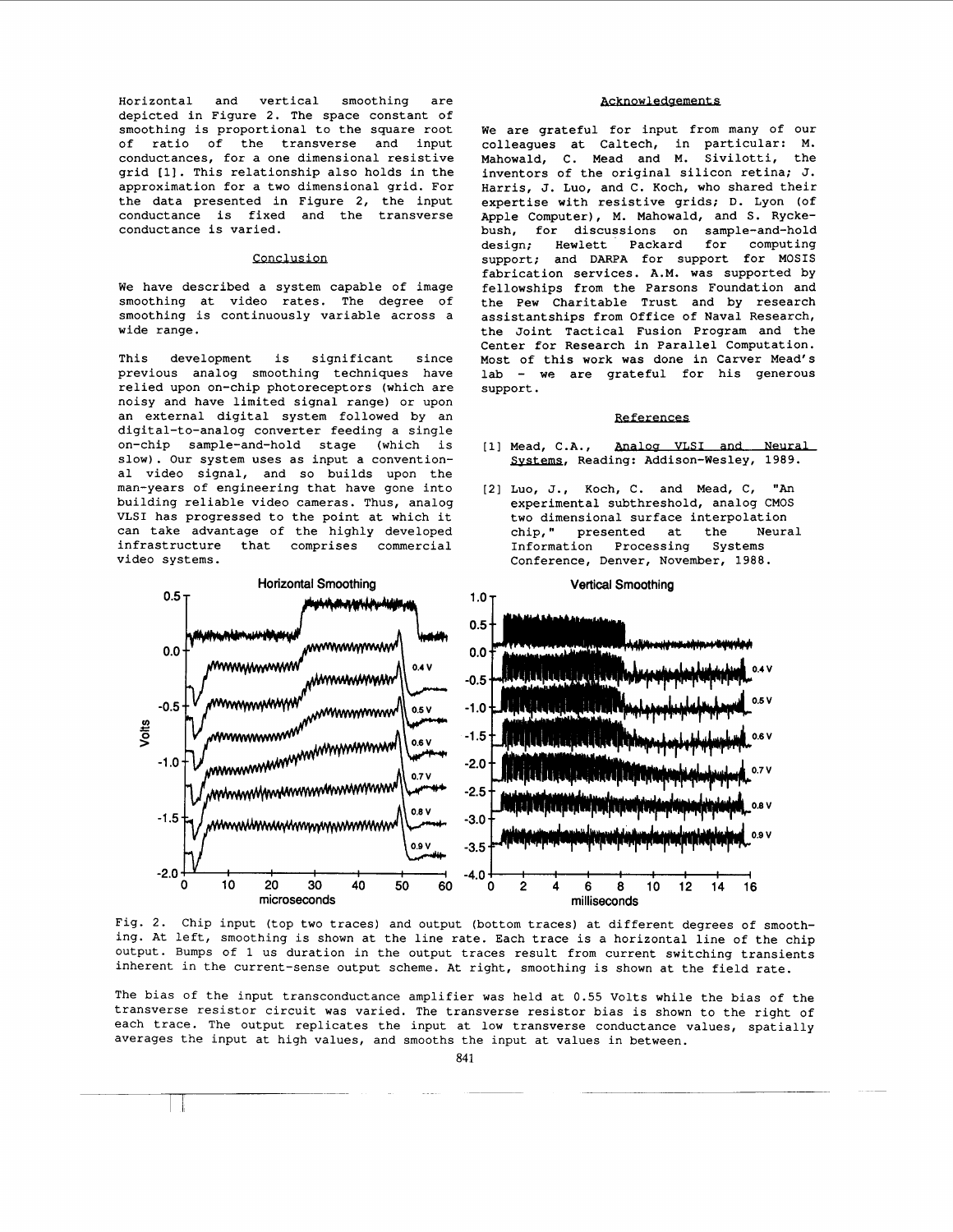Horizontal and vertical smoothing are depicted in Figure 2. The space constant of smoothing is proportional to the square root of ratio of the transverse and input conductances, for a one dimensional resistive grid [1]. This relationship also holds in the approximation for a two dimensional grid. For the data presented in Figure 2, the input conductance is fixed and the transverse conductance is varied.

## Conclusion

We have described a system capable of image smoothing at video rates. The degree of smoothing is continuously variable across a wide range.

This development is significant since previous analog smoothing techniques have relied upon on-chip photoreceptors (which are noisy and have limited signal range) or upon an external digital system followed by an digital-to-analog converter feeding a single on-chip sample-and-hold stage (which is slow). Our system uses as input a conventional video signal, and so builds upon the man-years of engineering that have gone into building reliable video cameras. Thus, analog VLSI has progressed to the point at which it can take advantage of the highly developed infrastructure that comprises commercial video systems.

## Acknowledgements

We are grateful for input from many of our colleagues at Caltech, in particular: M. Mahowald, C. Mead and M. Sivilotti, the inventors of the original silicon retina; J. Harris, J. Luo, and C. Koch, who shared their expertise with resistive grids; D. Lyon (of Apple Computer), M. Mahowald, and S. Ryckebush, for discussions on sample-and-hold design; Hewlett Packard for computing support; and DARPA for support for MOSIS fabrication services. A.M. was supported by fellowships from the Parsons Foundation and the Pew Charitable Trust and by research assistantships from Office of Naval Research, the Joint Tactical Fusion Program and the Center for Research in Parallel Computation. Most of this work was done in Carver Mead's lab - we are grateful for his generous support.

## References

[1] Mead, C.A., Analog VLSI and Neural Systems, Reading: Addison-Wesley, 1989.

[2] Luo, J., Koch, C. and Mead, C, "An experimental subthreshold, analog CMOS two dimensional surface interpolation chip," presented at the Neural Information Processing Systems Conference, Denver, November, 1988.

Horizontal Smoothing

Volts

0.5
0.0
-0.5
-1.0
-1.5
-2.0

0.4 V
0.5 V
0.6 V
0.7 V
0.8 V
0.9 V

0 10 20 30 40 50 60

microseconds

Vertical Smoothing

1.0
0.5
0.0
-0.5
-1.0
-1.5
-2.0
-2.5
-3.0
-3.5
-4.0

0.4 V
0.5 V
0.6 V
0.7 V
0.8 V
0.9 V

0 2 4 6 8 10 12 14 16

milliseconds

Fig. 2. Chip input (top two traces) and output (bottom traces) at different degrees of smoothing. At left, smoothing is shown at the line rate. Each trace is a horizontal line of the chip output. Bumps of 1 us duration in the output traces result from current switching transients inherent in the current-sense output scheme. At right, smoothing is shown at the field rate.

The bias of the input transconductance amplifier was held at 0.55 Volts while the bias of the transverse resistor circuit was varied. The transverse resistor bias is shown to the right of each trace. The output replicates the input at low transverse conductance values, spatially averages the input at high values, and smooths the input at values in between.